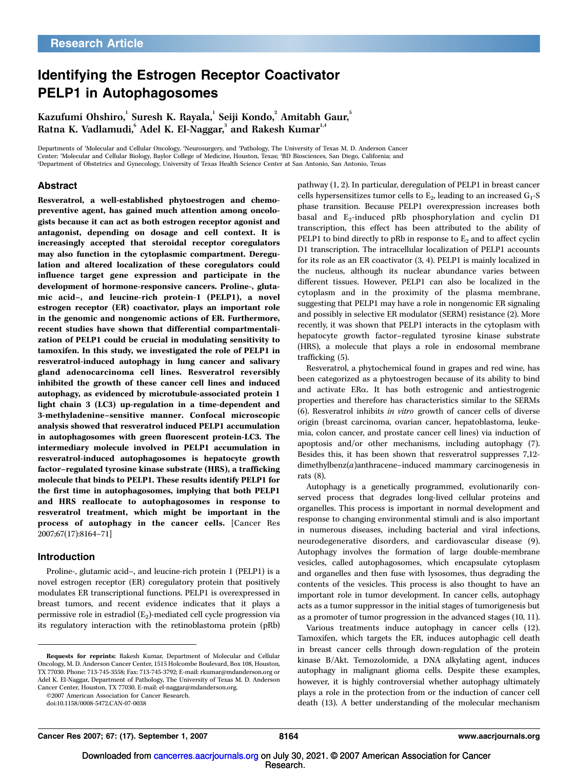Research Article

# Identifying the Estrogen Receptor Coactivator PELP1 in Autophagosomes

Kazufumi Ohshiro,[1] Suresh K. Rayala,[1] Seiji Kondo,[2] Amitabh Gaur,[5] Ratna K. Vadlamudi,[6] Adel K. El-Naggar,[3] and Rakesh Kumar[1,4]

Departments of [1]Molecular and Cellular Oncology, [2]Neurosurgery, and [3]Pathology, The University of Texas M. D. Anderson Cancer Center; [4]Molecular and Cellular Biology, Baylor College of Medicine, Houston, Texas; [5]BD Biosciences, San Diego, California; and [6]Department of Obstetrics and Gynecology, University of Texas Health Science Center at San Antonio, San Antonio, Texas

## Abstract

**Resveratrol, a well-established phytoestrogen and chemopreventive agent, has gained much attention among oncologists because it can act as both estrogen receptor agonist and antagonist, depending on dosage and cell context. It is increasingly accepted that steroidal receptor coregulators may also function in the cytoplasmic compartment. Deregulation and altered localization of these coregulators could influence target gene expression and participate in the development of hormone-responsive cancers. Proline-, glutamic acid–, and leucine-rich protein-1 (PELP1), a novel estrogen receptor (ER) coactivator, plays an important role in the genomic and nongenomic actions of ER. Furthermore, recent studies have shown that differential compartmentalization of PELP1 could be crucial in modulating sensitivity to tamoxifen. In this study, we investigated the role of PELP1 in resveratrol-induced autophagy in lung cancer and salivary gland adenocarcinoma cell lines. Resveratrol reversibly inhibited the growth of these cancer cell lines and induced autophagy, as evidenced by microtubule-associated protein 1 light chain 3 (LC3) up-regulation in a time-dependent and 3-methyladenine–sensitive manner. Confocal microscopic analysis showed that resveratrol induced PELP1 accumulation in autophagosomes with green fluorescent protein-LC3. The intermediary molecule involved in PELP1 accumulation in resveratrol-induced autophagosomes is hepatocyte growth factor–regulated tyrosine kinase substrate (HRS), a trafficking molecule that binds to PELP1. These results identify PELP1 for the first time in autophagosomes, implying that both PELP1 and HRS reallocate to autophagosomes in response to resveratrol treatment, which might be important in the process of autophagy in the cancer cells.** [Cancer Res 2007;67(17):8164–71]

## Introduction

Proline-, glutamic acid–, and leucine-rich protein 1 (PELP1) is a novel estrogen receptor (ER) coregulatory protein that positively modulates ER transcriptional functions. PELP1 is overexpressed in breast tumors, and recent evidence indicates that it plays a permissive role in estradiol ($E_2$)-mediated cell cycle progression via its regulatory interaction with the retinoblastoma protein (pRb) pathway (1, 2). In particular, deregulation of PELP1 in breast cancer cells hypersensitizes tumor cells to $E_2$, leading to an increased $G_1$-S phase transition. Because PELP1 overexpression increases both basal and $E_2$-induced pRb phosphorylation and cyclin D1 transcription, this effect has been attributed to the ability of PELP1 to bind directly to pRb in response to $E_2$ and to affect cyclin D1 transcription. The intracellular localization of PELP1 accounts for its role as an ER coactivator (3, 4). PELP1 is mainly localized in the nucleus, although its nuclear abundance varies between different tissues. However, PELP1 can also be localized in the cytoplasm and in the proximity of the plasma membrane, suggesting that PELP1 may have a role in nongenomic ER signaling and possibly in selective ER modulator (SERM) resistance (2). More recently, it was shown that PELP1 interacts in the cytoplasm with hepatocyte growth factor–regulated tyrosine kinase substrate (HRS), a molecule that plays a role in endosomal membrane trafficking (5).

Resveratrol, a phytochemical found in grapes and red wine, has been categorized as a phytoestrogen because of its ability to bind and activate ERα. It has both estrogenic and antiestrogenic properties and therefore has characteristics similar to the SERMs (6). Resveratrol inhibits *in vitro* growth of cancer cells of diverse origin (breast carcinoma, ovarian cancer, hepatoblastoma, leukemia, colon cancer, and prostate cancer cell lines) via induction of apoptosis and/or other mechanisms, including autophagy (7). Besides this, it has been shown that resveratrol suppresses 7,12-dimethylbenz(*a*)anthracene–induced mammary carcinogenesis in rats (8).

Autophagy is a genetically programmed, evolutionarily conserved process that degrades long-lived cellular proteins and organelles. This process is important in normal development and response to changing environmental stimuli and is also important in numerous diseases, including bacterial and viral infections, neurodegenerative disorders, and cardiovascular disease (9). Autophagy involves the formation of large double-membrane vesicles, called autophagosomes, which encapsulate cytoplasm and organelles and then fuse with lysosomes, thus degrading the contents of the vesicles. This process is also thought to have an important role in tumor development. In cancer cells, autophagy acts as a tumor suppressor in the initial stages of tumorigenesis but as a promoter of tumor progression in the advanced stages (10, 11).

Various treatments induce autophagy in cancer cells (12). Tamoxifen, which targets the ER, induces autophagic cell death in breast cancer cells through down-regulation of the protein kinase B/Akt. Temozolomide, a DNA alkylating agent, induces autophagy in malignant glioma cells. Despite these examples, however, it is highly controversial whether autophagy ultimately plays a role in the protection from or the induction of cancer cell death (13). A better understanding of the molecular mechanism

---

**Requests for reprints:** Rakesh Kumar, Department of Molecular and Cellular Oncology, M. D. Anderson Cancer Center, 1515 Holcombe Boulevard, Box 108, Houston, TX 77030. Phone: 713-745-3558; Fax: 713-745-3792; E-mail: rkumar@mdanderson.org or Adel K. El-Naggar, Department of Pathology, The University of Texas M. D. Anderson Cancer Center, Houston, TX 77030. E-mail: el-naggar@mdanderson.org.

©2007 American Association for Cancer Research.

doi:10.1158/0008-5472.CAN-07-0038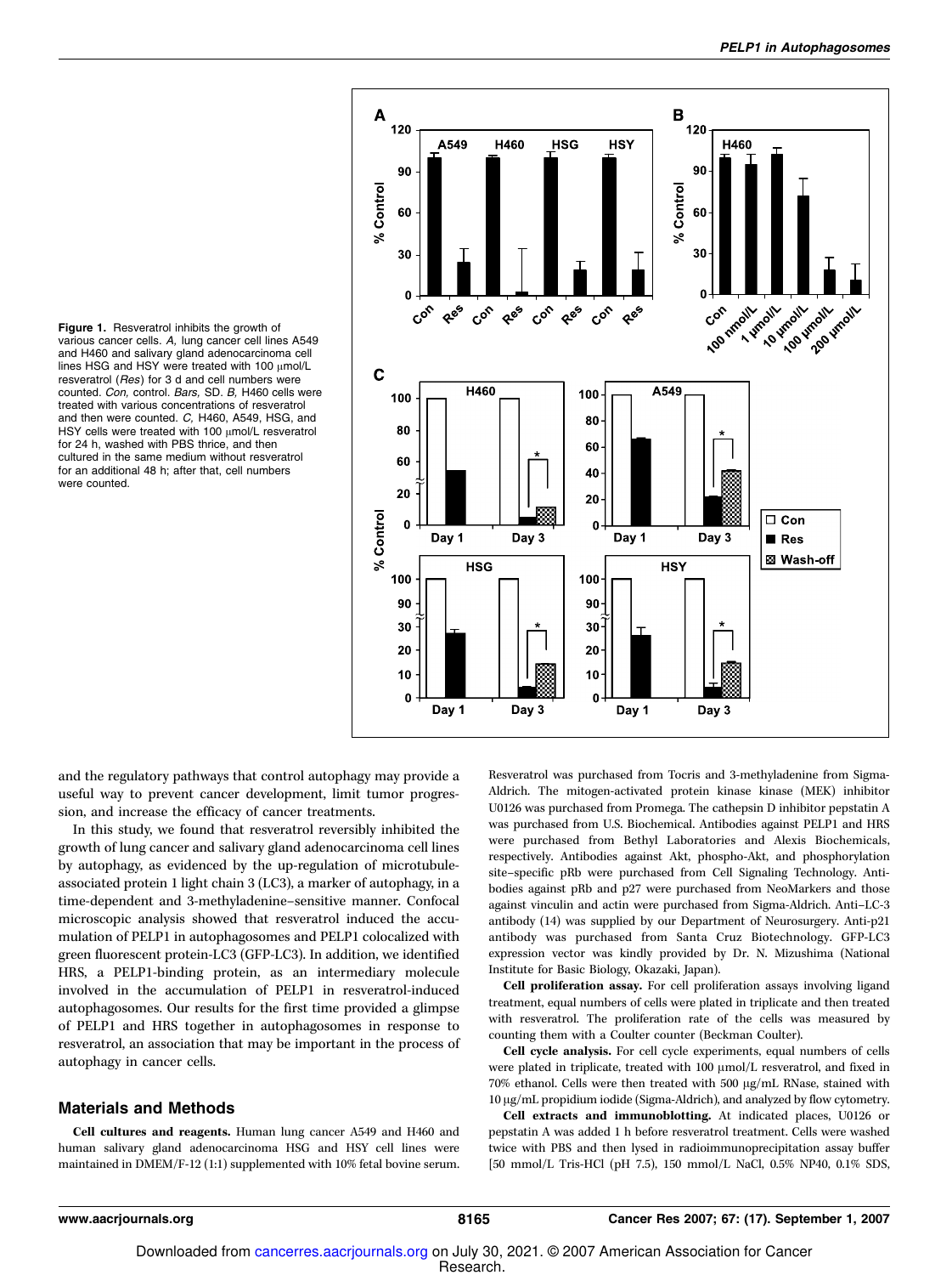**Figure 1.** Resveratrol inhibits the growth of various cancer cells. *A,* lung cancer cell lines A549 and H460 and salivary gland adenocarcinoma cell lines HSG and HSY were treated with 100 μmol/L resveratrol (*Res*) for 3 d and cell numbers were counted. *Con,* control. *Bars,* SD. *B,* H460 cells were treated with various concentrations of resveratrol and then were counted. *C,* H460, A549, HSG, and HSY cells were treated with 100 μmol/L resveratrol for 24 h, washed with PBS thrice, and then cultured in the same medium without resveratrol for an additional 48 h; after that, cell numbers were counted.

and the regulatory pathways that control autophagy may provide a useful way to prevent cancer development, limit tumor progression, and increase the efficacy of cancer treatments.

In this study, we found that resveratrol reversibly inhibited the growth of lung cancer and salivary gland adenocarcinoma cell lines by autophagy, as evidenced by the up-regulation of microtubule-associated protein 1 light chain 3 (LC3), a marker of autophagy, in a time-dependent and 3-methyladenine–sensitive manner. Confocal microscopic analysis showed that resveratrol induced the accumulation of PELP1 in autophagosomes and PELP1 colocalized with green fluorescent protein-LC3 (GFP-LC3). In addition, we identified HRS, a PELP1-binding protein, as an intermediary molecule involved in the accumulation of PELP1 in resveratrol-induced autophagosomes. Our results for the first time provided a glimpse of PELP1 and HRS together in autophagosomes in response to resveratrol, an association that may be important in the process of autophagy in cancer cells.

## Materials and Methods

**Cell cultures and reagents.** Human lung cancer A549 and H460 and human salivary gland adenocarcinoma HSG and HSY cell lines were maintained in DMEM/F-12 (1:1) supplemented with 10% fetal bovine serum. Resveratrol was purchased from Tocris and 3-methyladenine from Sigma-Aldrich. The mitogen-activated protein kinase kinase (MEK) inhibitor U0126 was purchased from Promega. The cathepsin D inhibitor pepstatin A was purchased from U.S. Biochemical. Antibodies against PELP1 and HRS were purchased from Bethyl Laboratories and Alexis Biochemicals, respectively. Antibodies against Akt, phospho-Akt, and phosphorylation site–specific pRb were purchased from Cell Signaling Technology. Antibodies against pRb and p27 were purchased from NeoMarkers and those against vinculin and actin were purchased from Sigma-Aldrich. Anti–LC-3 antibody (14) was supplied by our Department of Neurosurgery. Anti-p21 antibody was purchased from Santa Cruz Biotechnology. GFP-LC3 expression vector was kindly provided by Dr. N. Mizushima (National Institute for Basic Biology, Okazaki, Japan).

**Cell proliferation assay.** For cell proliferation assays involving ligand treatment, equal numbers of cells were plated in triplicate and then treated with resveratrol. The proliferation rate of the cells was measured by counting them with a Coulter counter (Beckman Coulter).

**Cell cycle analysis.** For cell cycle experiments, equal numbers of cells were plated in triplicate, treated with 100 μmol/L resveratrol, and fixed in 70% ethanol. Cells were then treated with 500 μg/mL RNase, stained with 10 μg/mL propidium iodide (Sigma-Aldrich), and analyzed by flow cytometry.

**Cell extracts and immunoblotting.** At indicated places, U0126 or pepstatin A was added 1 h before resveratrol treatment. Cells were washed twice with PBS and then lysed in radioimmunoprecipitation assay buffer [50 mmol/L Tris-HCl (pH 7.5), 150 mmol/L NaCl, 0.5% NP40, 0.1% SDS,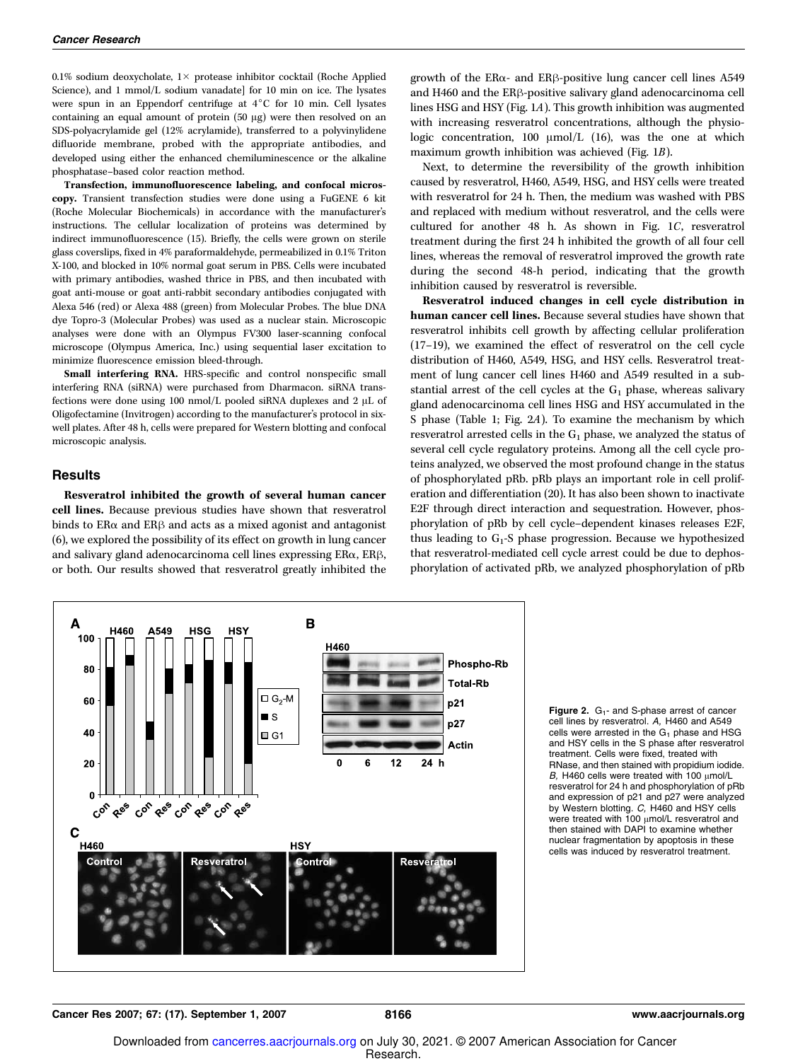0.1% sodium deoxycholate, 1× protease inhibitor cocktail (Roche Applied Science), and 1 mmol/L sodium vanadate] for 10 min on ice. The lysates were spun in an Eppendorf centrifuge at 4°C for 10 min. Cell lysates containing an equal amount of protein (50 μg) were then resolved on an SDS-polyacrylamide gel (12% acrylamide), transferred to a polyvinylidene difluoride membrane, probed with the appropriate antibodies, and developed using either the enhanced chemiluminescence or the alkaline phosphatase–based color reaction method.

**Transfection, immunofluorescence labeling, and confocal microscopy.** Transient transfection studies were done using a FuGENE 6 kit (Roche Molecular Biochemicals) in accordance with the manufacturer's instructions. The cellular localization of proteins was determined by indirect immunofluorescence (15). Briefly, the cells were grown on sterile glass coverslips, fixed in 4% paraformaldehyde, permeabilized in 0.1% Triton X-100, and blocked in 10% normal goat serum in PBS. Cells were incubated with primary antibodies, washed thrice in PBS, and then incubated with goat anti-mouse or goat anti-rabbit secondary antibodies conjugated with Alexa 546 (red) or Alexa 488 (green) from Molecular Probes. The blue DNA dye Topro-3 (Molecular Probes) was used as a nuclear stain. Microscopic analyses were done with an Olympus FV300 laser-scanning confocal microscope (Olympus America, Inc.) using sequential laser excitation to minimize fluorescence emission bleed-through.

**Small interfering RNA.** HRS-specific and control nonspecific small interfering RNA (siRNA) were purchased from Dharmacon. siRNA transfections were done using 100 nmol/L pooled siRNA duplexes and 2 μL of Oligofectamine (Invitrogen) according to the manufacturer's protocol in six-well plates. After 48 h, cells were prepared for Western blotting and confocal microscopic analysis.

## Results

**Resveratrol inhibited the growth of several human cancer cell lines.** Because previous studies have shown that resveratrol binds to ERα and ERβ and acts as a mixed agonist and antagonist (6), we explored the possibility of its effect on growth in lung cancer and salivary gland adenocarcinoma cell lines expressing ERα, ERβ, or both. Our results showed that resveratrol greatly inhibited the growth of the ERα- and ERβ-positive lung cancer cell lines A549 and H460 and the ERβ-positive salivary gland adenocarcinoma cell lines HSG and HSY (Fig. 1*A*). This growth inhibition was augmented with increasing resveratrol concentrations, although the physiologic concentration, 100 μmol/L (16), was the one at which maximum growth inhibition was achieved (Fig. 1*B*).

Next, to determine the reversibility of the growth inhibition caused by resveratrol, H460, A549, HSG, and HSY cells were treated with resveratrol for 24 h. Then, the medium was washed with PBS and replaced with medium without resveratrol, and the cells were cultured for another 48 h. As shown in Fig. 1*C*, resveratrol treatment during the first 24 h inhibited the growth of all four cell lines, whereas the removal of resveratrol improved the growth rate during the second 48-h period, indicating that the growth inhibition caused by resveratrol is reversible.

**Resveratrol induced changes in cell cycle distribution in human cancer cell lines.** Because several studies have shown that resveratrol inhibits cell growth by affecting cellular proliferation (17–19), we examined the effect of resveratrol on the cell cycle distribution of H460, A549, HSG, and HSY cells. Resveratrol treatment of lung cancer cell lines H460 and A549 resulted in a substantial arrest of the cell cycles at the $G_1$ phase, whereas salivary gland adenocarcinoma cell lines HSG and HSY accumulated in the S phase (Table 1; Fig. 2*A*). To examine the mechanism by which resveratrol arrested cells in the $G_1$ phase, we analyzed the status of several cell cycle regulatory proteins. Among all the cell cycle proteins analyzed, we observed the most profound change in the status of phosphorylated pRb. pRb plays an important role in cell proliferation and differentiation (20). It has also been shown to inactivate E2F through direct interaction and sequestration. However, phosphorylation of pRb by cell cycle–dependent kinases releases E2F, thus leading to $G_1$-S phase progression. Because we hypothesized that resveratrol-mediated cell cycle arrest could be due to dephosphorylation of activated pRb, we analyzed phosphorylation of pRb

**Figure 2.** $G_1$- and S-phase arrest of cancer cell lines by resveratrol. *A,* H460 and A549 cells were arrested in the $G_1$ phase and HSG and HSY cells in the S phase after resveratrol treatment. Cells were fixed, treated with RNase, and then stained with propidium iodide. *B,* H460 cells were treated with 100 μmol/L resveratrol for 24 h and phosphorylation of pRb and expression of p21 and p27 were analyzed by Western blotting. *C,* H460 and HSY cells were treated with 100 μmol/L resveratrol and then stained with DAPI to examine whether nuclear fragmentation by apoptosis in these cells was induced by resveratrol treatment.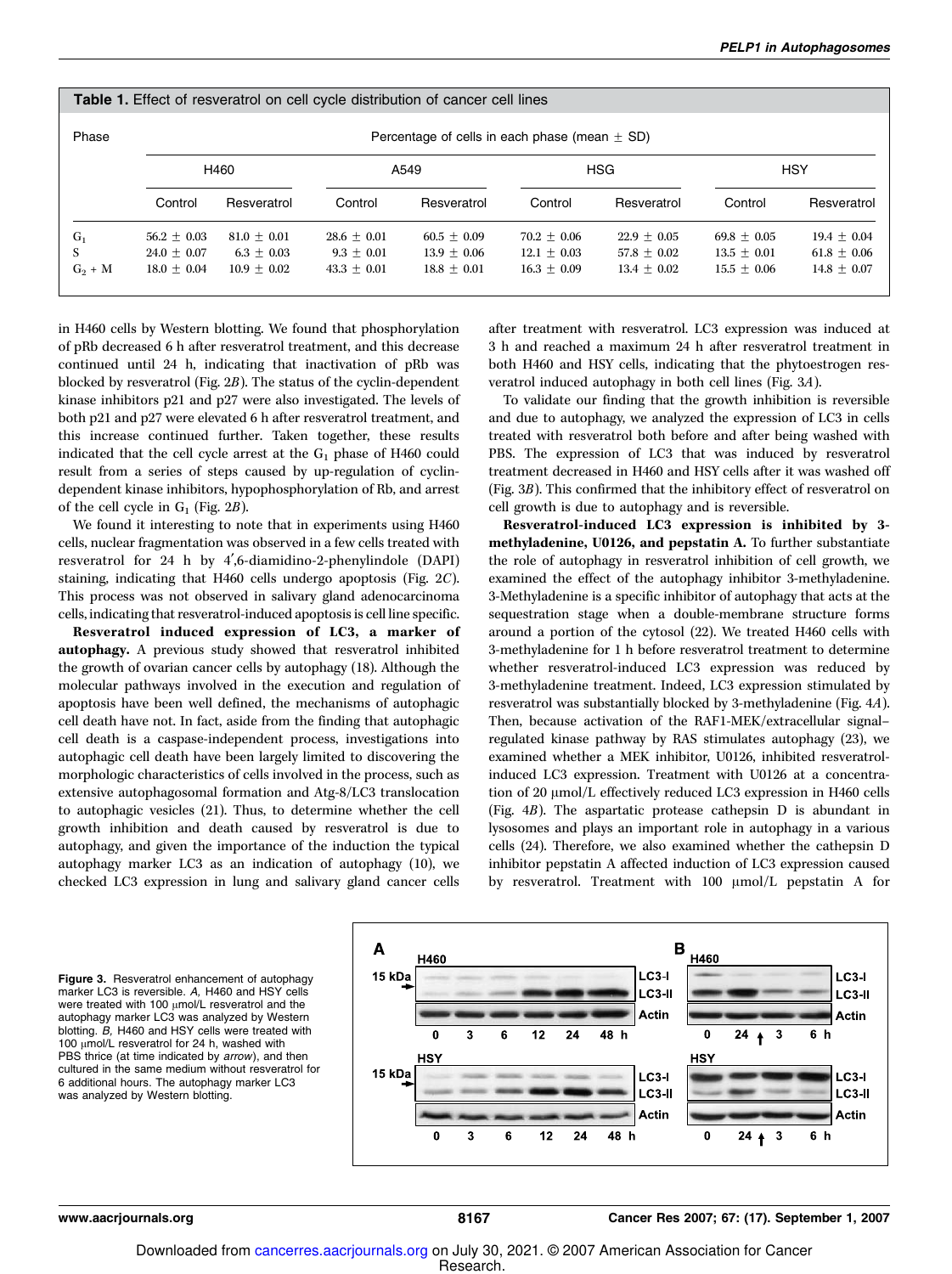**Table 1.** Effect of resveratrol on cell cycle distribution of cancer cell lines

| Phase | Percentage of cells in each phase (mean ± SD) | | | | | | | |
|---|---|---|---|---|---|---|---|---|
| | H460 | | A549 | | HSG | | HSY | |
| | Control | Resveratrol | Control | Resveratrol | Control | Resveratrol | Control | Resveratrol |
| $G_1$ | 56.2 ± 0.03 | 81.0 ± 0.01 | 28.6 ± 0.01 | 60.5 ± 0.09 | 70.2 ± 0.06 | 22.9 ± 0.05 | 69.8 ± 0.05 | 19.4 ± 0.04 |
| S | 24.0 ± 0.07 | 6.3 ± 0.03 | 9.3 ± 0.01 | 13.9 ± 0.06 | 12.1 ± 0.03 | 57.8 ± 0.02 | 13.5 ± 0.01 | 61.8 ± 0.06 |
| $G_2$ + M | 18.0 ± 0.04 | 10.9 ± 0.02 | 43.3 ± 0.01 | 18.8 ± 0.01 | 16.3 ± 0.09 | 13.4 ± 0.02 | 15.5 ± 0.06 | 14.8 ± 0.07 |

in H460 cells by Western blotting. We found that phosphorylation of pRb decreased 6 h after resveratrol treatment, and this decrease continued until 24 h, indicating that inactivation of pRb was blocked by resveratrol (Fig. 2*B*). The status of the cyclin-dependent kinase inhibitors p21 and p27 were also investigated. The levels of both p21 and p27 were elevated 6 h after resveratrol treatment, and this increase continued further. Taken together, these results indicated that the cell cycle arrest at the $G_1$ phase of H460 could result from a series of steps caused by up-regulation of cyclin-dependent kinase inhibitors, hypophosphorylation of Rb, and arrest of the cell cycle in $G_1$ (Fig. 2*B*).

We found it interesting to note that in experiments using H460 cells, nuclear fragmentation was observed in a few cells treated with resveratrol for 24 h by 4′,6-diamidino-2-phenylindole (DAPI) staining, indicating that H460 cells undergo apoptosis (Fig. 2*C*). This process was not observed in salivary gland adenocarcinoma cells, indicating that resveratrol-induced apoptosis is cell line specific.

**Resveratrol induced expression of LC3, a marker of autophagy.** A previous study showed that resveratrol inhibited the growth of ovarian cancer cells by autophagy (18). Although the molecular pathways involved in the execution and regulation of apoptosis have been well defined, the mechanisms of autophagic cell death have not. In fact, aside from the finding that autophagic cell death is a caspase-independent process, investigations into autophagic cell death have been largely limited to discovering the morphologic characteristics of cells involved in the process, such as extensive autophagosomal formation and Atg-8/LC3 translocation to autophagic vesicles (21). Thus, to determine whether the cell growth inhibition and death caused by resveratrol is due to autophagy, and given the importance of the induction the typical autophagy marker LC3 as an indication of autophagy (10), we checked LC3 expression in lung and salivary gland cancer cells after treatment with resveratrol. LC3 expression was induced at 3 h and reached a maximum 24 h after resveratrol treatment in both H460 and HSY cells, indicating that the phytoestrogen resveratrol induced autophagy in both cell lines (Fig. 3*A*).

To validate our finding that the growth inhibition is reversible and due to autophagy, we analyzed the expression of LC3 in cells treated with resveratrol both before and after being washed with PBS. The expression of LC3 that was induced by resveratrol treatment decreased in H460 and HSY cells after it was washed off (Fig. 3*B*). This confirmed that the inhibitory effect of resveratrol on cell growth is due to autophagy and is reversible.

**Resveratrol-induced LC3 expression is inhibited by 3-methyladenine, U0126, and pepstatin A.** To further substantiate the role of autophagy in resveratrol inhibition of cell growth, we examined the effect of the autophagy inhibitor 3-methyladenine. 3-Methyladenine is a specific inhibitor of autophagy that acts at the sequestration stage when a double-membrane structure forms around a portion of the cytosol (22). We treated H460 cells with 3-methyladenine for 1 h before resveratrol treatment to determine whether resveratrol-induced LC3 expression was reduced by 3-methyladenine treatment. Indeed, LC3 expression stimulated by resveratrol was substantially blocked by 3-methyladenine (Fig. 4*A*). Then, because activation of the RAF1-MEK/extracellular signal–regulated kinase pathway by RAS stimulates autophagy (23), we examined whether a MEK inhibitor, U0126, inhibited resveratrol-induced LC3 expression. Treatment with U0126 at a concentration of 20 μmol/L effectively reduced LC3 expression in H460 cells (Fig. 4*B*). The aspartatic protease cathepsin D is abundant in lysosomes and plays an important role in autophagy in a various cells (24). Therefore, we also examined whether the cathepsin D inhibitor pepstatin A affected induction of LC3 expression caused by resveratrol. Treatment with 100 μmol/L pepstatin A for

**Figure 3.** Resveratrol enhancement of autophagy marker LC3 is reversible. *A,* H460 and HSY cells were treated with 100 μmol/L resveratrol and the autophagy marker LC3 was analyzed by Western blotting. *B,* H460 and HSY cells were treated with 100 μmol/L resveratrol for 24 h, washed with PBS thrice (at time indicated by *arrow*), and then cultured in the same medium without resveratrol for 6 additional hours. The autophagy marker LC3 was analyzed by Western blotting.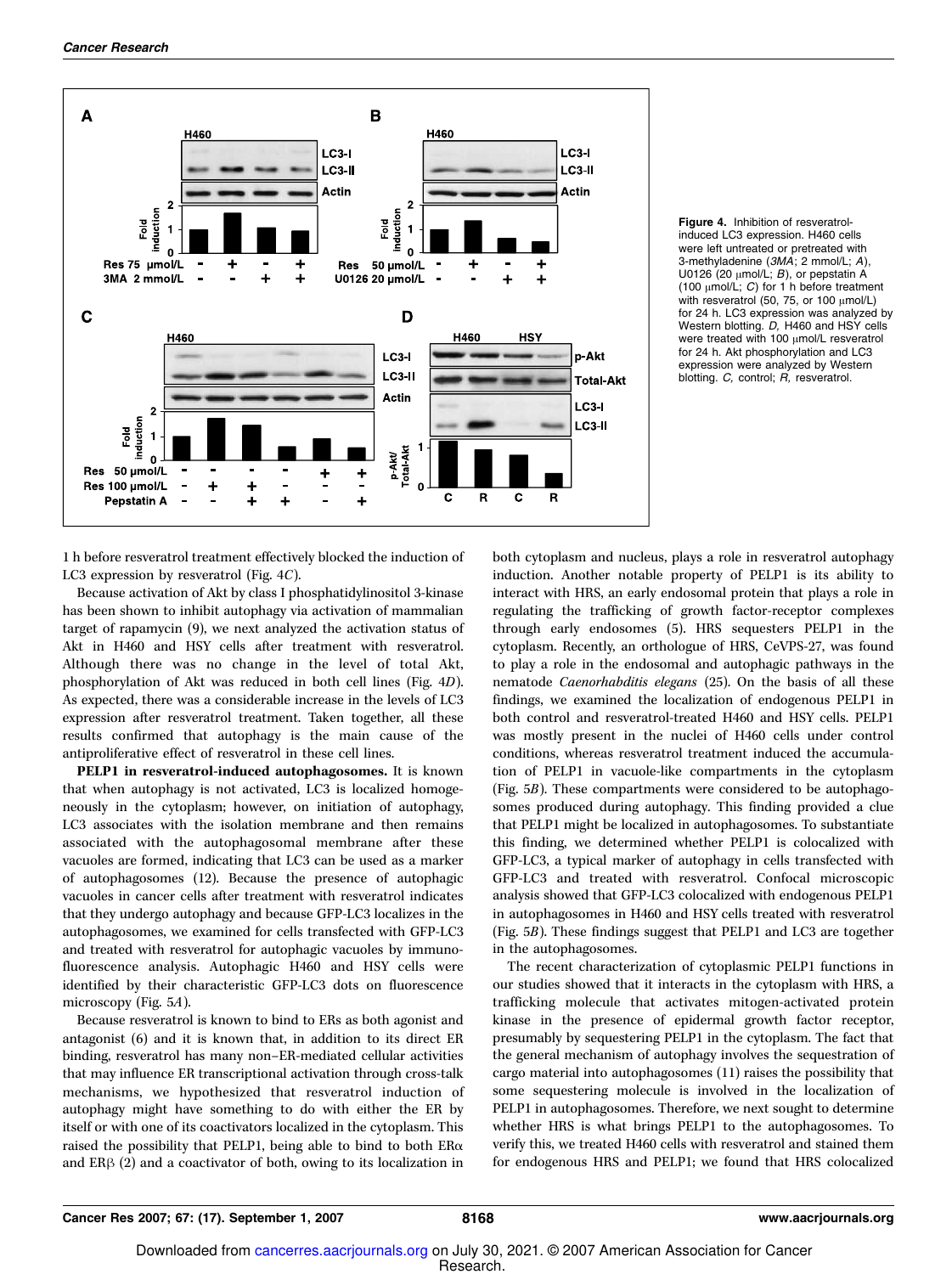**Figure 4.** Inhibition of resveratrol-induced LC3 expression. H460 cells were left untreated or pretreated with 3-methyladenine (*3MA*; 2 mmol/L; *A*), U0126 (20 μmol/L; *B*), or pepstatin A (100 μmol/L; *C*) for 1 h before treatment with resveratrol (50, 75, or 100 μmol/L) for 24 h. LC3 expression was analyzed by Western blotting. *D,* H460 and HSY cells were treated with 100 μmol/L resveratrol for 24 h. Akt phosphorylation and LC3 expression were analyzed by Western blotting. *C,* control; *R,* resveratrol.

1 h before resveratrol treatment effectively blocked the induction of LC3 expression by resveratrol (Fig. 4*C*).

Because activation of Akt by class I phosphatidylinositol 3-kinase has been shown to inhibit autophagy via activation of mammalian target of rapamycin (9), we next analyzed the activation status of Akt in H460 and HSY cells after treatment with resveratrol. Although there was no change in the level of total Akt, phosphorylation of Akt was reduced in both cell lines (Fig. 4*D*). As expected, there was a considerable increase in the levels of LC3 expression after resveratrol treatment. Taken together, all these results confirmed that autophagy is the main cause of the antiproliferative effect of resveratrol in these cell lines.

**PELP1 in resveratrol-induced autophagosomes.** It is known that when autophagy is not activated, LC3 is localized homogeneously in the cytoplasm; however, on initiation of autophagy, LC3 associates with the isolation membrane and then remains associated with the autophagosomal membrane after these vacuoles are formed, indicating that LC3 can be used as a marker of autophagosomes (12). Because the presence of autophagic vacuoles in cancer cells after treatment with resveratrol indicates that they undergo autophagy and because GFP-LC3 localizes in the autophagosomes, we examined for cells transfected with GFP-LC3 and treated with resveratrol for autophagic vacuoles by immunofluorescence analysis. Autophagic H460 and HSY cells were identified by their characteristic GFP-LC3 dots on fluorescence microscopy (Fig. 5*A*).

Because resveratrol is known to bind to ERs as both agonist and antagonist (6) and it is known that, in addition to its direct ER binding, resveratrol has many non–ER-mediated cellular activities that may influence ER transcriptional activation through cross-talk mechanisms, we hypothesized that resveratrol induction of autophagy might have something to do with either the ER by itself or with one of its coactivators localized in the cytoplasm. This raised the possibility that PELP1, being able to bind to both ERα and ERβ (2) and a coactivator of both, owing to its localization in both cytoplasm and nucleus, plays a role in resveratrol autophagy induction. Another notable property of PELP1 is its ability to interact with HRS, an early endosomal protein that plays a role in regulating the trafficking of growth factor-receptor complexes through early endosomes (5). HRS sequesters PELP1 in the cytoplasm. Recently, an orthologue of HRS, CeVPS-27, was found to play a role in the endosomal and autophagic pathways in the nematode *Caenorhabditis elegans* (25). On the basis of all these findings, we examined the localization of endogenous PELP1 in both control and resveratrol-treated H460 and HSY cells. PELP1 was mostly present in the nuclei of H460 cells under control conditions, whereas resveratrol treatment induced the accumulation of PELP1 in vacuole-like compartments in the cytoplasm (Fig. 5*B*). These compartments were considered to be autophagosomes produced during autophagy. This finding provided a clue that PELP1 might be localized in autophagosomes. To substantiate this finding, we determined whether PELP1 is colocalized with GFP-LC3, a typical marker of autophagy in cells transfected with GFP-LC3 and treated with resveratrol. Confocal microscopic analysis showed that GFP-LC3 colocalized with endogenous PELP1 in autophagosomes in H460 and HSY cells treated with resveratrol (Fig. 5*B*). These findings suggest that PELP1 and LC3 are together in the autophagosomes.

The recent characterization of cytoplasmic PELP1 functions in our studies showed that it interacts in the cytoplasm with HRS, a trafficking molecule that activates mitogen-activated protein kinase in the presence of epidermal growth factor receptor, presumably by sequestering PELP1 in the cytoplasm. The fact that the general mechanism of autophagy involves the sequestration of cargo material into autophagosomes (11) raises the possibility that some sequestering molecule is involved in the localization of PELP1 in autophagosomes. Therefore, we next sought to determine whether HRS is what brings PELP1 to the autophagosomes. To verify this, we treated H460 cells with resveratrol and stained them for endogenous HRS and PELP1; we found that HRS colocalized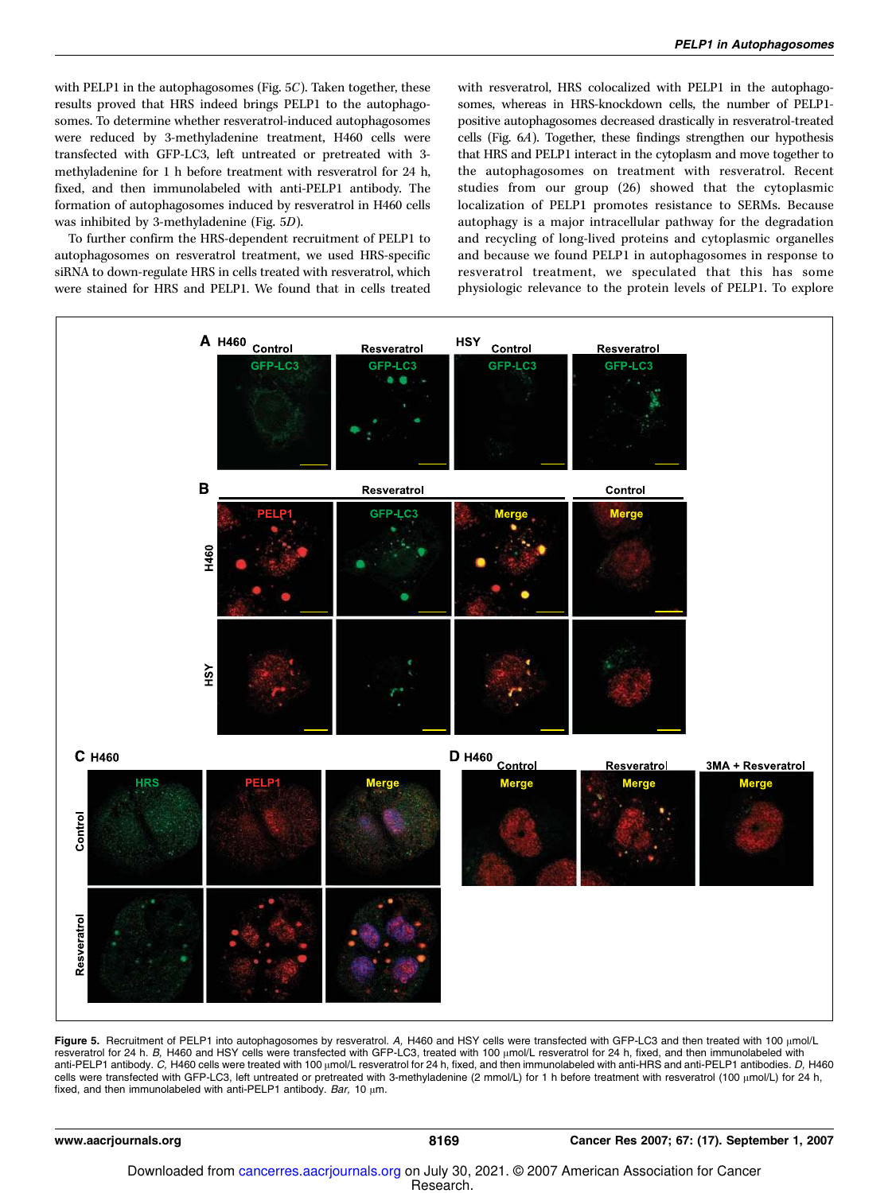with PELP1 in the autophagosomes (Fig. 5*C*). Taken together, these results proved that HRS indeed brings PELP1 to the autophagosomes. To determine whether resveratrol-induced autophagosomes were reduced by 3-methyladenine treatment, H460 cells were transfected with GFP-LC3, left untreated or pretreated with 3-methyladenine for 1 h before treatment with resveratrol for 24 h, fixed, and then immunolabeled with anti-PELP1 antibody. The formation of autophagosomes induced by resveratrol in H460 cells was inhibited by 3-methyladenine (Fig. 5*D*).

To further confirm the HRS-dependent recruitment of PELP1 to autophagosomes on resveratrol treatment, we used HRS-specific siRNA to down-regulate HRS in cells treated with resveratrol, which were stained for HRS and PELP1. We found that in cells treated with resveratrol, HRS colocalized with PELP1 in the autophagosomes, whereas in HRS-knockdown cells, the number of PELP1-positive autophagosomes decreased drastically in resveratrol-treated cells (Fig. 6*A*). Together, these findings strengthen our hypothesis that HRS and PELP1 interact in the cytoplasm and move together to the autophagosomes on treatment with resveratrol. Recent studies from our group (26) showed that the cytoplasmic localization of PELP1 promotes resistance to SERMs. Because autophagy is a major intracellular pathway for the degradation and recycling of long-lived proteins and cytoplasmic organelles and because we found PELP1 in autophagosomes in response to resveratrol treatment, we speculated that this has some physiologic relevance to the protein levels of PELP1. To explore

**Figure 5.** Recruitment of PELP1 into autophagosomes by resveratrol. *A,* H460 and HSY cells were transfected with GFP-LC3 and then treated with 100 μmol/L resveratrol for 24 h. *B,* H460 and HSY cells were transfected with GFP-LC3, treated with 100 μmol/L resveratrol for 24 h, fixed, and then immunolabeled with anti-PELP1 antibody. *C,* H460 cells were treated with 100 μmol/L resveratrol for 24 h, fixed, and then immunolabeled with anti-HRS and anti-PELP1 antibodies. *D,* H460 cells were transfected with GFP-LC3, left untreated or pretreated with 3-methyladenine (2 mmol/L) for 1 h before treatment with resveratrol (100 μmol/L) for 24 h, fixed, and then immunolabeled with anti-PELP1 antibody. *Bar,* 10 μm.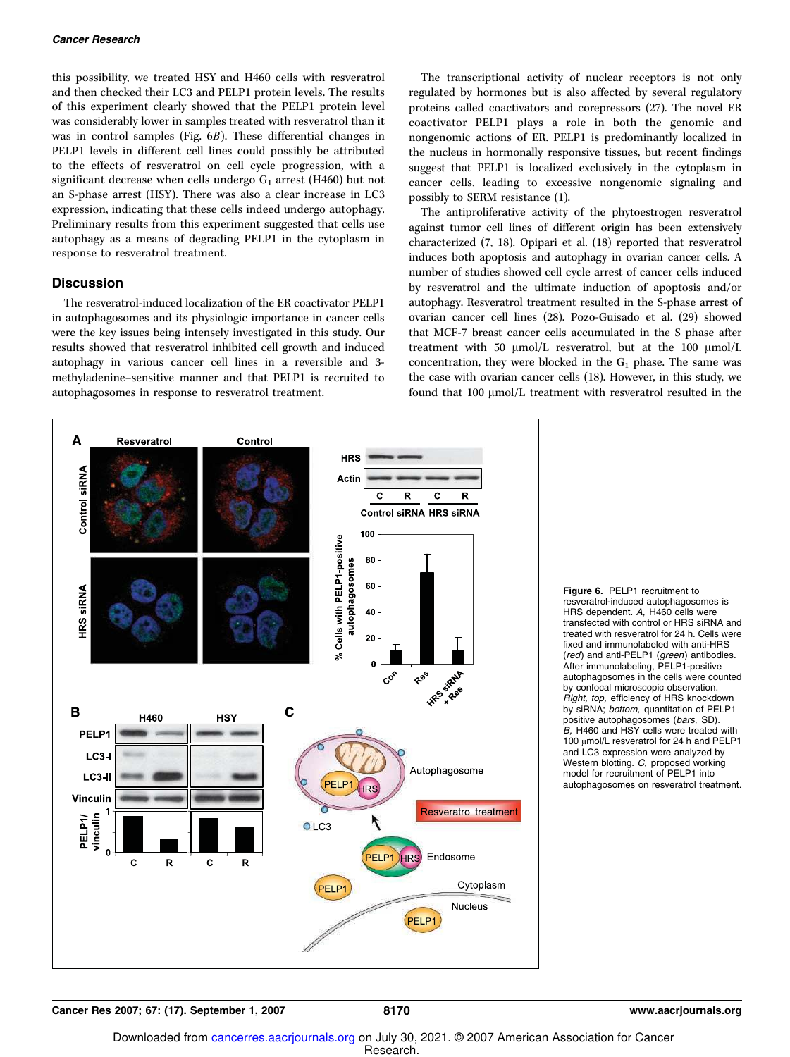this possibility, we treated HSY and H460 cells with resveratrol and then checked their LC3 and PELP1 protein levels. The results of this experiment clearly showed that the PELP1 protein level was considerably lower in samples treated with resveratrol than it was in control samples (Fig. 6*B*). These differential changes in PELP1 levels in different cell lines could possibly be attributed to the effects of resveratrol on cell cycle progression, with a significant decrease when cells undergo $G_1$ arrest (H460) but not an S-phase arrest (HSY). There was also a clear increase in LC3 expression, indicating that these cells indeed undergo autophagy. Preliminary results from this experiment suggested that cells use autophagy as a means of degrading PELP1 in the cytoplasm in response to resveratrol treatment.

## Discussion

The resveratrol-induced localization of the ER coactivator PELP1 in autophagosomes and its physiologic importance in cancer cells were the key issues being intensely investigated in this study. Our results showed that resveratrol inhibited cell growth and induced autophagy in various cancer cell lines in a reversible and 3-methyladenine–sensitive manner and that PELP1 is recruited to autophagosomes in response to resveratrol treatment.

The transcriptional activity of nuclear receptors is not only regulated by hormones but is also affected by several regulatory proteins called coactivators and corepressors (27). The novel ER coactivator PELP1 plays a role in both the genomic and nongenomic actions of ER. PELP1 is predominantly localized in the nucleus in hormonally responsive tissues, but recent findings suggest that PELP1 is localized exclusively in the cytoplasm in cancer cells, leading to excessive nongenomic signaling and possibly to SERM resistance (1).

The antiproliferative activity of the phytoestrogen resveratrol against tumor cell lines of different origin has been extensively characterized (7, 18). Opipari et al. (18) reported that resveratrol induces both apoptosis and autophagy in ovarian cancer cells. A number of studies showed cell cycle arrest of cancer cells induced by resveratrol and the ultimate induction of apoptosis and/or autophagy. Resveratrol treatment resulted in the S-phase arrest of ovarian cancer cell lines (28). Pozo-Guisado et al. (29) showed that MCF-7 breast cancer cells accumulated in the S phase after treatment with 50 μmol/L resveratrol, but at the 100 μmol/L concentration, they were blocked in the $G_1$ phase. The same was the case with ovarian cancer cells (18). However, in this study, we found that 100 μmol/L treatment with resveratrol resulted in the

**Figure 6.** PELP1 recruitment to resveratrol-induced autophagosomes is HRS dependent. *A,* H460 cells were transfected with control or HRS siRNA and treated with resveratrol for 24 h. Cells were fixed and immunolabeled with anti-HRS (*red*) and anti-PELP1 (*green*) antibodies. After immunolabeling, PELP1-positive autophagosomes in the cells were counted by confocal microscopic observation. *Right, top,* efficiency of HRS knockdown by siRNA; *bottom,* quantitation of PELP1 positive autophagosomes (*bars,* SD). *B,* H460 and HSY cells were treated with 100 μmol/L resveratrol for 24 h and PELP1 and LC3 expression were analyzed by Western blotting. *C,* proposed working model for recruitment of PELP1 into autophagosomes on resveratrol treatment.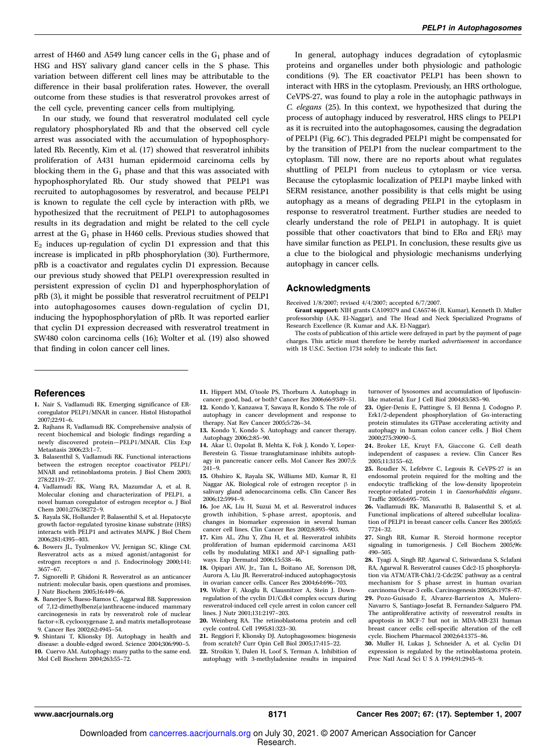arrest of H460 and A549 lung cancer cells in the $G_1$ phase and of HSG and HSY salivary gland cancer cells in the S phase. This variation between different cell lines may be attributable to the difference in their basal proliferation rates. However, the overall outcome from these studies is that resveratrol provokes arrest of the cell cycle, preventing cancer cells from multiplying.

In our study, we found that resveratrol modulated cell cycle regulatory phosphorylated Rb and that the observed cell cycle arrest was associated with the accumulation of hypophosphorylated Rb. Recently, Kim et al. (17) showed that resveratrol inhibits proliferation of A431 human epidermoid carcinoma cells by blocking them in the $G_1$ phase and that this was associated with hypophosphorylated Rb. Our study showed that PELP1 was recruited to autophagosomes by resveratrol, and because PELP1 is known to regulate the cell cycle by interaction with pRb, we hypothesized that the recruitment of PELP1 to autophagosomes results in its degradation and might be related to the cell cycle arrest at the $G_1$ phase in H460 cells. Previous studies showed that $E_2$ induces up-regulation of cyclin D1 expression and that this increase is implicated in pRb phosphorylation (30). Furthermore, pRb is a coactivator and regulates cyclin D1 expression. Because our previous study showed that PELP1 overexpression resulted in persistent expression of cyclin D1 and hyperphosphorylation of pRb (3), it might be possible that resveratrol recruitment of PELP1 into autophagosomes causes down-regulation of cyclin D1, inducing the hypophosphorylation of pRb. It was reported earlier that cyclin D1 expression decreased with resveratrol treatment in SW480 colon carcinoma cells (16); Wolter et al. (19) also showed that finding in colon cancer cell lines.

In general, autophagy induces degradation of cytoplasmic proteins and organelles under both physiologic and pathologic conditions (9). The ER coactivator PELP1 has been shown to interact with HRS in the cytoplasm. Previously, an HRS orthologue, CeVPS-27, was found to play a role in the autophagic pathways in *C. elegans* (25). In this context, we hypothesized that during the process of autophagy induced by resveratrol, HRS clings to PELP1 as it is recruited into the autophagosomes, causing the degradation of PELP1 (Fig. 6*C*). This degraded PELP1 might be compensated for by the transition of PELP1 from the nuclear compartment to the cytoplasm. Till now, there are no reports about what regulates shuttling of PELP1 from nucleus to cytoplasm or vice versa. Because the cytoplasmic localization of PELP1 maybe linked with SERM resistance, another possibility is that cells might be using autophagy as a means of degrading PELP1 in the cytoplasm in response to resveratrol treatment. Further studies are needed to clearly understand the role of PELP1 in autophagy. It is quiet possible that other coactivators that bind to ERα and ERβ may have similar function as PELP1. In conclusion, these results give us a clue to the biological and physiologic mechanisms underlying autophagy in cancer cells.

## Acknowledgments

Received 1/8/2007; revised 4/4/2007; accepted 6/7/2007.

**Grant support:** NIH grants CA109379 and CA65746 (R. Kumar), Kenneth D. Muller professorship (A.K. El-Naggar), and The Head and Neck Specialized Programs of Research Excellence (R. Kumar and A.K. El-Naggar).

The costs of publication of this article were defrayed in part by the payment of page charges. This article must therefore be hereby marked *advertisement* in accordance with 18 U.S.C. Section 1734 solely to indicate this fact.

## References

1. Nair S, Vadlamudi RK. Emerging significance of ER-coregulator PELP1/MNAR in cancer. Histol Histopathol 2007;22:91–6.
2. Rajhans R, Vadlamudi RK. Comprehensive analysis of recent biochemical and biologic findings regarding a newly discovered protein—PELP1/MNAR. Clin Exp Metastasis 2006;23:1–7.
3. Balasenthil S, Vadlamudi RK. Functional interactions between the estrogen receptor coactivator PELP1/MNAR and retinoblastoma protein. J Biol Chem 2003; 278:22119–27.
4. Vadlamudi RK, Wang RA, Mazumdar A, et al. R. Molecular cloning and characterization of PELP1, a novel human coregulator of estrogen receptor α. J Biol Chem 2001;276:38272–9.
5. Rayala SK, Hollander P, Balasenthil S, et al. Hepatocyte growth factor-regulated tyrosine kinase substrate (HRS) interacts with PELP1 and activates MAPK. J Biol Chem 2006;281:4395–403.
6. Bowers JL, Tyulmenkov VV, Jernigan SC, Klinge CM. Resveratrol acts as a mixed agonist/antagonist for estrogen receptors α and β. Endocrinology 2000;141: 3657–67.
7. Signorelli P, Ghidoni R. Resveratrol as an anticancer nutrient: molecular basis, open questions and promises. J Nutr Biochem 2005;16:449–66.
8. Banerjee S, Bueso-Ramos C, Aggarwal BB. Suppression of 7,12-dimethylbenz(*a*)anthracene-induced mammary carcinogenesis in rats by resveratrol: role of nuclear factor-κB, cyclooxygenase 2, and matrix metalloprotease 9. Cancer Res 2002;62:4945–54.
9. Shintani T, Klionsky DJ. Autophagy in health and disease: a double-edged sword. Science 2004;306:990–5.
10. Cuervo AM. Autophagy: many paths to the same end. Mol Cell Biochem 2004;263:55–72.
11. Hippert MM, O'toole PS, Thorburn A. Autophagy in cancer: good, bad, or both? Cancer Res 2006;66:9349–51.
12. Kondo Y, Kanzawa T, Sawaya R, Kondo S. The role of autophagy in cancer development and response to therapy. Nat Rev Cancer 2005;5:726–34.
13. Kondo Y, Kondo S. Autophagy and cancer therapy. Autophagy 2006;2:85–90.
14. Akar U, Ozpolat B, Mehta K, Fok J, Kondo Y, Lopez-Berestein G. Tissue transglutaminase inhibits autophagy in pancreatic cancer cells. Mol Cancer Res 2007;5: 241–9.
15. Ohshiro K, Rayala SK, Williams MD, Kumar R, El Naggar AK. Biological role of estrogen receptor β in salivary gland adenocarcinoma cells. Clin Cancer Res 2006;12:5994–9.
16. Joe AK, Liu H, Suzui M, et al. Resveratrol induces growth inhibition, S-phase arrest, apoptosis, and changes in biomarker expression in several human cancer cell lines. Clin Cancer Res 2002;8:893–903.
17. Kim AL, Zhu Y, Zhu H, et al. Resveratrol inhibits proliferation of human epidermoid carcinoma A431 cells by modulating MEK1 and AP-1 signalling pathways. Exp Dermatol 2006;15:538–46.
18. Opipari AW, Jr., Tan L, Boitano AE, Sorenson DR, Aurora A, Liu JR. Resveratrol-induced autophagocytosis in ovarian cancer cells. Cancer Res 2004;64:696–703.
19. Wolter F, Akoglu B, Clausnitzer A, Stein J. Down-regulation of the cyclin D1/Cdk4 complex occurs during resveratrol-induced cell cycle arrest in colon cancer cell lines. J Nutr 2001;131:2197–203.
20. Weinberg RA. The retinoblastoma protein and cell cycle control. Cell 1995;81:323–30.
21. Reggiori F, Klionsky DJ. Autophagosomes: biogenesis from scratch? Curr Opin Cell Biol 2005;17:415–22.
22. Stroikin Y, Dalen H, Loof S, Terman A. Inhibition of autophagy with 3-methyladenine results in impaired turnover of lysosomes and accumulation of lipofuscin-like material. Eur J Cell Biol 2004;83:583–90.
23. Ogier-Denis E, Pattingre S, El Benna J, Codogno P. Erk1/2-dependent phosphorylation of Gα-interacting protein stimulates its GTPase accelerating activity and autophagy in human colon cancer cells. J Biol Chem 2000;275:39090–5.
24. Broker LE, Kruyt FA, Giaccone G. Cell death independent of caspases: a review. Clin Cancer Res 2005;11:3155–62.
25. Roudier N, Lefebvre C, Legouis R. CeVPS-27 is an endosomal protein required for the molting and the endocytic trafficking of the low-density lipoprotein receptor-related protein 1 in *Caenorhabditis elegans*. Traffic 2005;6:695–705.
26. Vadlamudi RK, Manavathi B, Balasenthil S, et al. Functional implications of altered subcellular localization of PELP1 in breast cancer cells. Cancer Res 2005;65: 7724–32.
27. Singh RR, Kumar R. Steroid hormone receptor signaling in tumorigenesis. J Cell Biochem 2005;96: 490–505.
28. Tyagi A, Singh RP, Agarwal C, Siriwardana S, Sclafani RA, Agarwal R. Resveratrol causes Cdc2-15 phosphorylation via ATM/ATR-Chk1/2-Cdc25C pathway as a central mechanism for S phase arrest in human ovarian carcinoma Ovcar-3 cells. Carcinogenesis 2005;26:1978–87.
29. Pozo-Guisado E, Alvarez-Barrientos A, Mulero-Navarro S, Santiago-Josefat B, Fernandez-Salguero PM. The antiproliferative activity of resveratrol results in apoptosis in MCF-7 but not in MDA-MB-231 human breast cancer cells: cell-specific alteration of the cell cycle. Biochem Pharmacol 2002;64:1375–86.
30. Muller H, Lukas J, Schneider A, et al. Cyclin D1 expression is regulated by the retinoblastoma protein. Proc Natl Acad Sci U S A 1994;91:2945–9.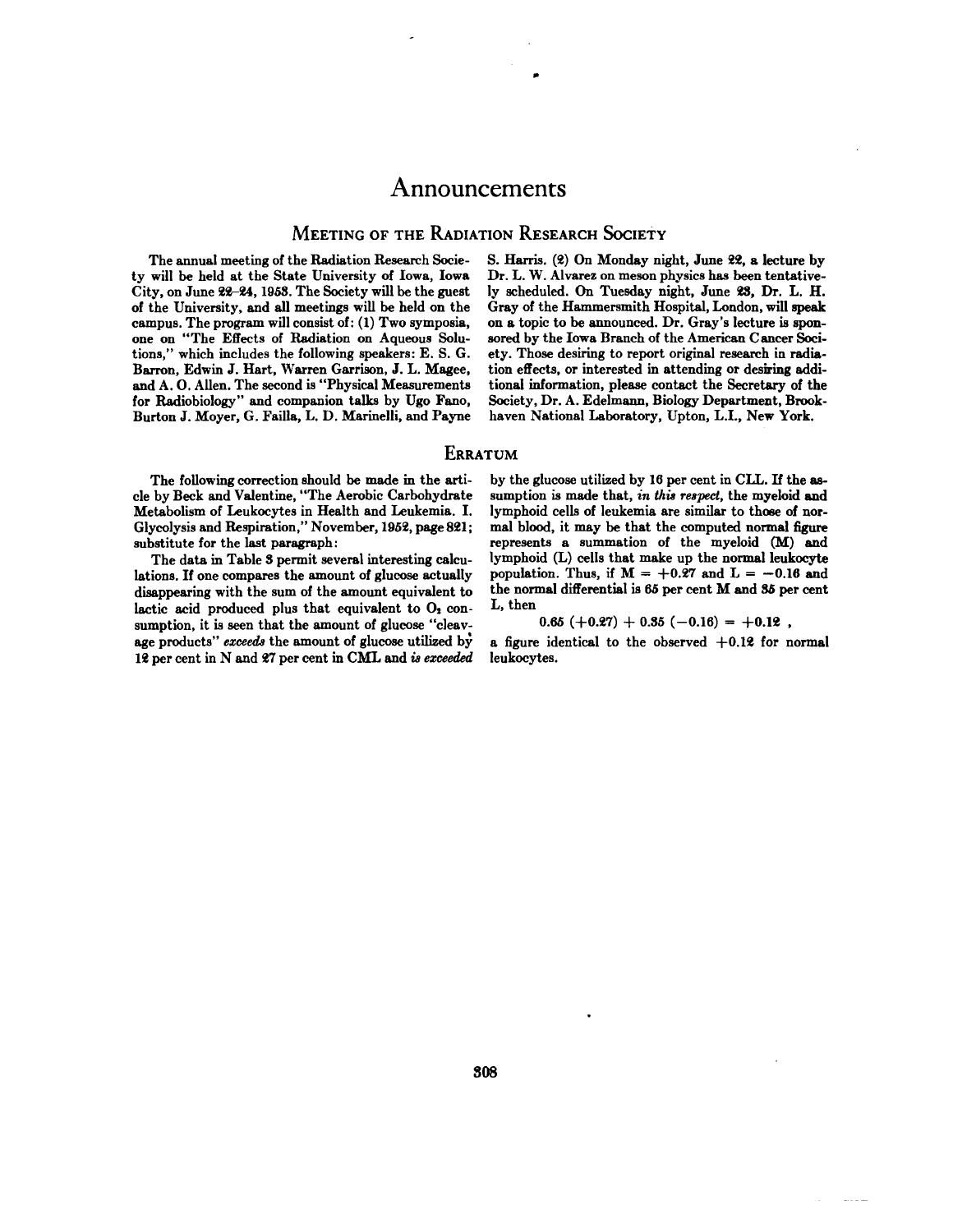# Announcements

## Meeting of the Radiation Research Society

The annual meeting of the Radiation Research Society will be held at the State University of Iowa, Iowa City, on June 22–24, 1953. The Society will be the guest of the University, and all meetings will be held on the campus. The program will consist of: (1) Two symposia, one on "The Effects of Radiation on Aqueous Solutions," which includes the following speakers: E. S. G. Barron, Edwin J. Hart, Warren Garrison, J. L. Magee, and A. O. Allen. The second is "Physical Measurements for Radiobiology" and companion talks by Ugo Fano, Burton J. Moyer, G. Failla, L. D. Marinelli, and Payne S. Harris. (2) On Monday night, June 22, a lecture by Dr. L. W. Alvarez on meson physics has been tentatively scheduled. On Tuesday night, June 23, Dr. L. H. Gray of the Hammersmith Hospital, London, will speak on a topic to be announced. Dr. Gray's lecture is sponsored by the Iowa Branch of the American Cancer Society. Those desiring to report original research in radiation effects, or interested in attending or desiring additional information, please contact the Secretary of the Society, Dr. A. Edelmann, Biology Department, Brookhaven National Laboratory, Upton, L.I., New York.

## Erratum

The following correction should be made in the article by Beck and Valentine, "The Aerobic Carbohydrate Metabolism of Leukocytes in Health and Leukemia. I. Glycolysis and Respiration," November, 1952, page 821; substitute for the last paragraph:

The data in Table 3 permit several interesting calculations. If one compares the amount of glucose actually disappearing with the sum of the amount equivalent to lactic acid produced plus that equivalent to $O_2$ consumption, it is seen that the amount of glucose "cleavage products" *exceeds* the amount of glucose utilized by 12 per cent in N and 27 per cent in CML and *is exceeded* by the glucose utilized by 16 per cent in CLL. If the assumption is made that, *in this respect*, the myeloid and lymphoid cells of leukemia are similar to those of normal blood, it may be that the computed normal figure represents a summation of the myeloid (M) and lymphoid (L) cells that make up the normal leukocyte population. Thus, if $M = +0.27$ and $L = -0.16$ and the normal differential is 65 per cent M and 35 per cent L, then

$$0.65\ (+0.27) + 0.35\ (-0.16) = +0.12\ ,$$

a figure identical to the observed $+0.12$ for normal leukocytes.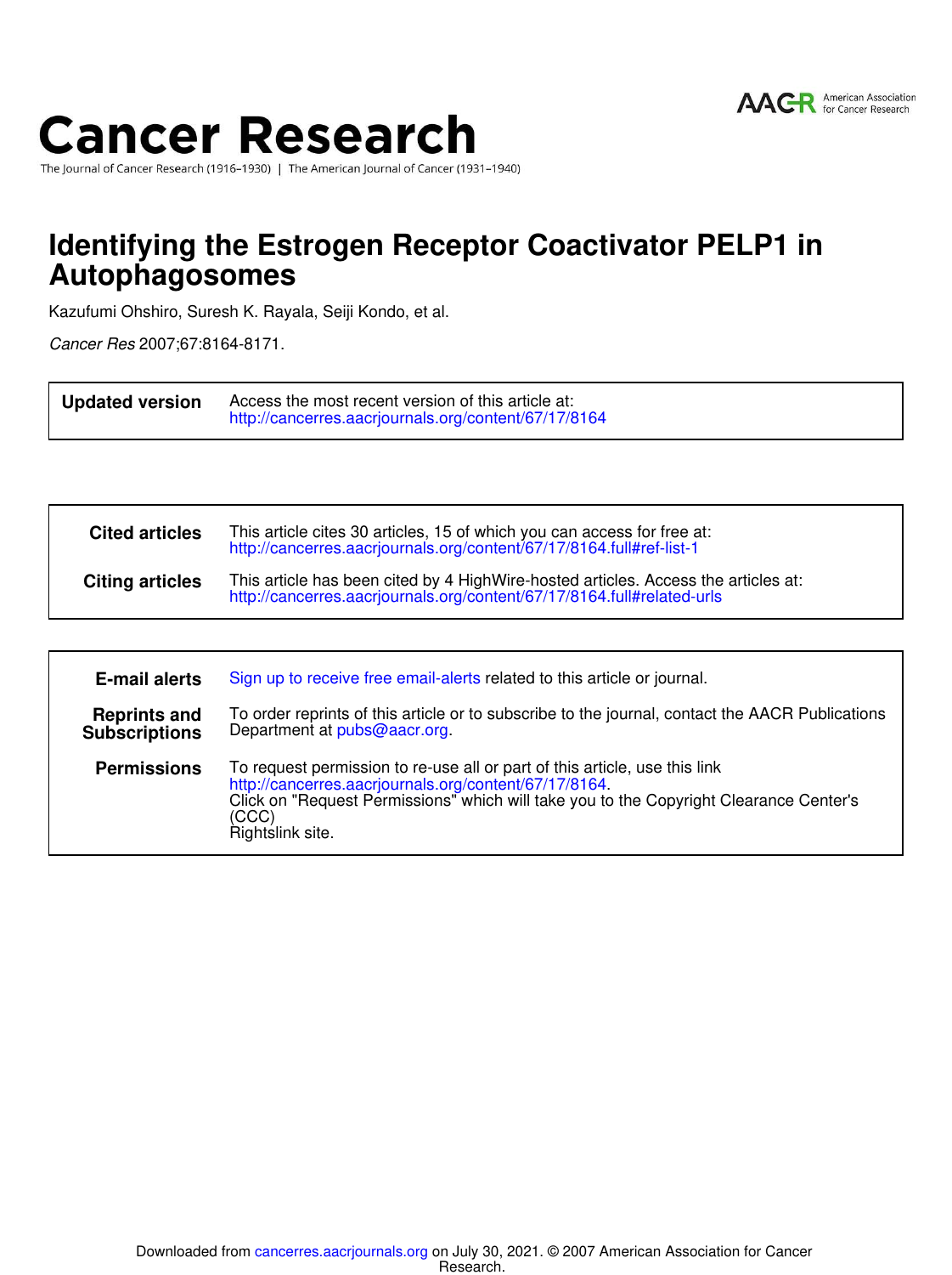# Cancer Research

The Journal of Cancer Research (1916–1930) | The American Journal of Cancer (1931–1940)

AACR American Association for Cancer Research

# Identifying the Estrogen Receptor Coactivator PELP1 in Autophagosomes

Kazufumi Ohshiro, Suresh K. Rayala, Seiji Kondo, et al.

*Cancer Res* 2007;67:8164-8171.

| | |
|---|---|
| **Updated version** | Access the most recent version of this article at: http://cancerres.aacrjournals.org/content/67/17/8164 |

| | |
|---|---|
| **Cited articles** | This article cites 30 articles, 15 of which you can access for free at: http://cancerres.aacrjournals.org/content/67/17/8164.full#ref-list-1 |
| **Citing articles** | This article has been cited by 4 HighWire-hosted articles. Access the articles at: http://cancerres.aacrjournals.org/content/67/17/8164.full#related-urls |

| | |
|---|---|
| **E-mail alerts** | Sign up to receive free email-alerts related to this article or journal. |
| **Reprints and Subscriptions** | To order reprints of this article or to subscribe to the journal, contact the AACR Publications Department at pubs@aacr.org. |
| **Permissions** | To request permission to re-use all or part of this article, use this link http://cancerres.aacrjournals.org/content/67/17/8164. Click on "Request Permissions" which will take you to the Copyright Clearance Center's (CCC) Rightslink site. |

Downloaded from cancerres.aacrjournals.org on July 30, 2021. © 2007 American Association for Cancer Research.